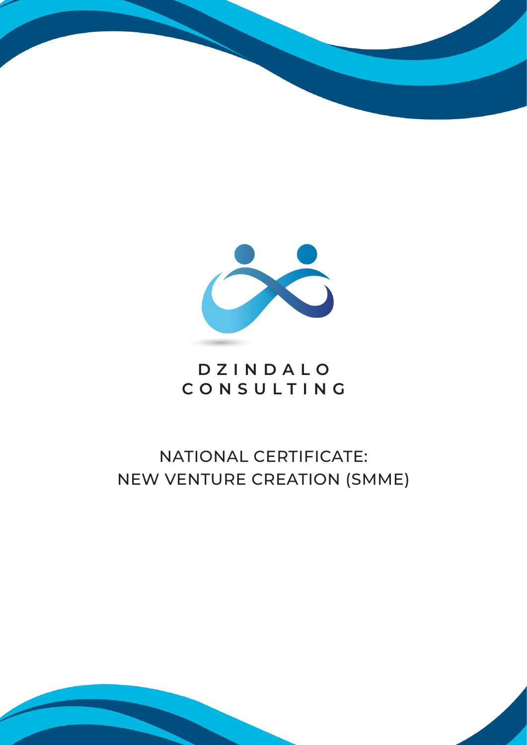DZINDALO CONSULTING

# NATIONAL CERTIFICATE: NEW VENTURE CREATION (SMME)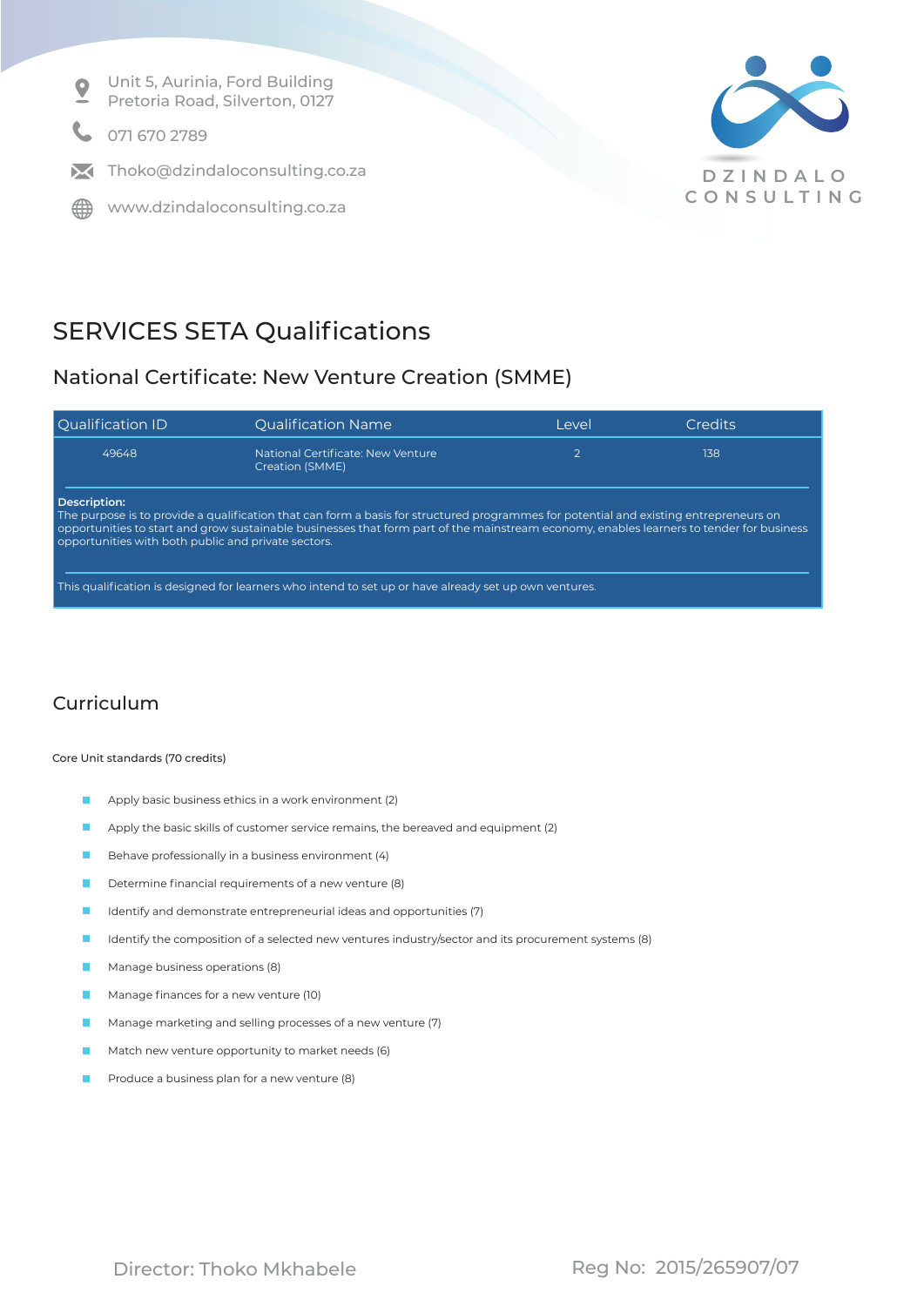Unit 5, Aurinia, Ford Building
Pretoria Road, Silverton, 0127

071 670 2789

Thoko@dzindaloconsulting.co.za

www.dzindaloconsulting.co.za

DZINDALO CONSULTING

# SERVICES SETA Qualifications

## National Certificate: New Venture Creation (SMME)

| Qualification ID | Qualification Name | Level | Credits |
|---|---|---|---|
| 49648 | National Certificate: New Venture Creation (SMME) | 2 | 138 |

**Description:**
The purpose is to provide a qualification that can form a basis for structured programmes for potential and existing entrepreneurs on opportunities to start and grow sustainable businesses that form part of the mainstream economy, enables learners to tender for business opportunities with both public and private sectors.

This qualification is designed for learners who intend to set up or have already set up own ventures.

## Curriculum

Core Unit standards (70 credits)

- Apply basic business ethics in a work environment (2)
- Apply the basic skills of customer service remains, the bereaved and equipment (2)
- Behave professionally in a business environment (4)
- Determine financial requirements of a new venture (8)
- Identify and demonstrate entrepreneurial ideas and opportunities (7)
- Identify the composition of a selected new ventures industry/sector and its procurement systems (8)
- Manage business operations (8)
- Manage finances for a new venture (10)
- Manage marketing and selling processes of a new venture (7)
- Match new venture opportunity to market needs (6)
- Produce a business plan for a new venture (8)

Director: Thoko Mkhabele

Reg No: 2015/265907/07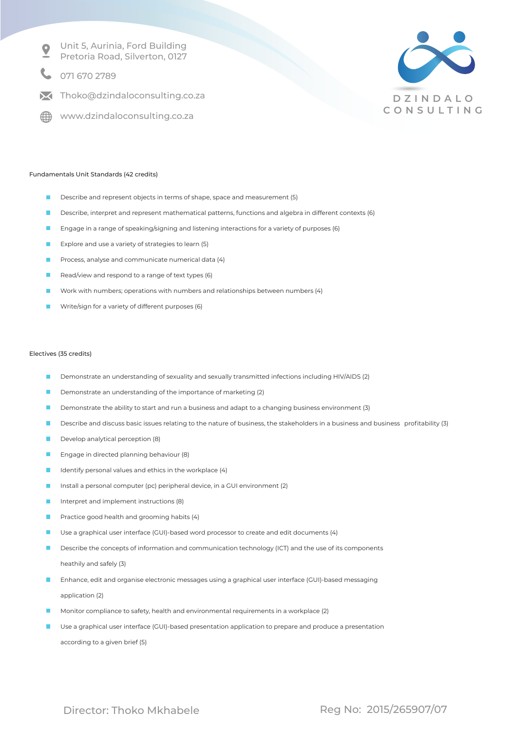Unit 5, Aurinia, Ford Building
Pretoria Road, Silverton, 0127

071 670 2789

Thoko@dzindaloconsulting.co.za

www.dzindaloconsulting.co.za

DZINDALO CONSULTING

Fundamentals Unit Standards (42 credits)

- Describe and represent objects in terms of shape, space and measurement (5)
- Describe, interpret and represent mathematical patterns, functions and algebra in different contexts (6)
- Engage in a range of speaking/signing and listening interactions for a variety of purposes (6)
- Explore and use a variety of strategies to learn (5)
- Process, analyse and communicate numerical data (4)
- Read/view and respond to a range of text types (6)
- Work with numbers; operations with numbers and relationships between numbers (4)
- Write/sign for a variety of different purposes (6)

Electives (35 credits)

- Demonstrate an understanding of sexuality and sexually transmitted infections including HIV/AIDS (2)
- Demonstrate an understanding of the importance of marketing (2)
- Demonstrate the ability to start and run a business and adapt to a changing business environment (3)
- Describe and discuss basic issues relating to the nature of business, the stakeholders in a business and business profitability (3)
- Develop analytical perception (8)
- Engage in directed planning behaviour (8)
- Identify personal values and ethics in the workplace (4)
- Install a personal computer (pc) peripheral device, in a GUI environment (2)
- Interpret and implement instructions (8)
- Practice good health and grooming habits (4)
- Use a graphical user interface (GUI)-based word processor to create and edit documents (4)
- Describe the concepts of information and communication technology (ICT) and the use of its components heathily and safely (3)
- Enhance, edit and organise electronic messages using a graphical user interface (GUI)-based messaging application (2)
- Monitor compliance to safety, health and environmental requirements in a workplace (2)
- Use a graphical user interface (GUI)-based presentation application to prepare and produce a presentation according to a given brief (5)

Director: Thoko Mkhabele

Reg No: 2015/265907/07